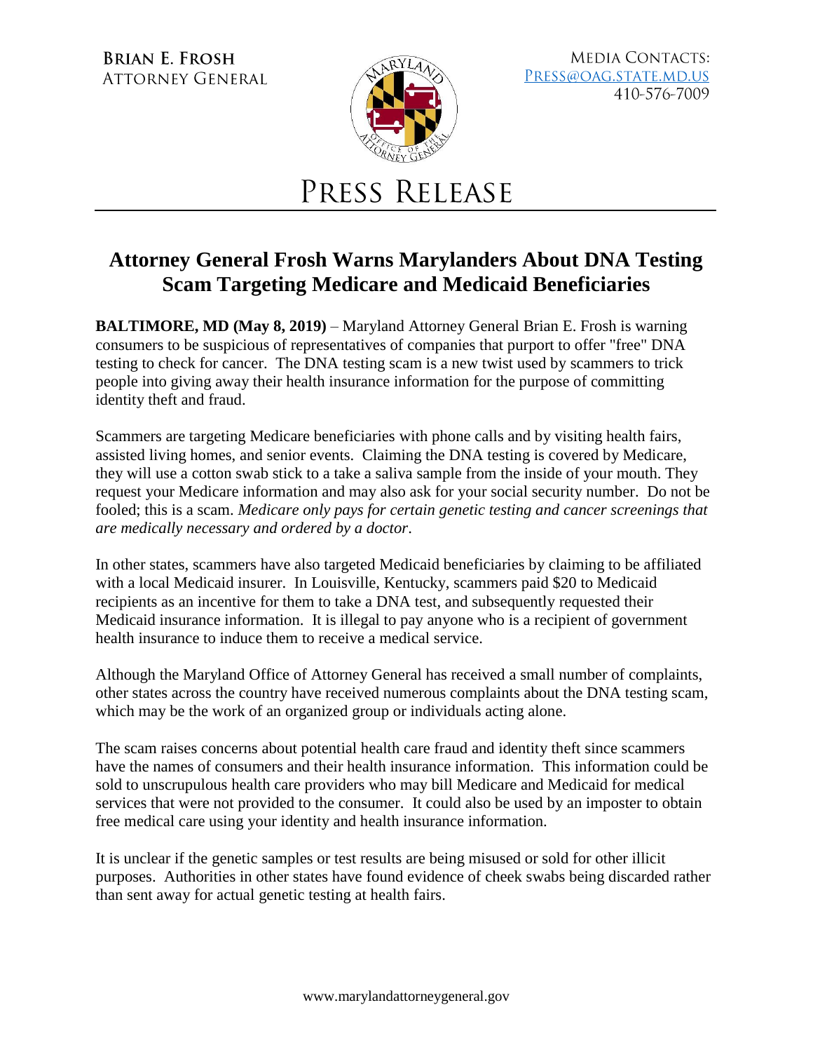**BRIAN E. FROSH**
ATTORNEY GENERAL

MEDIA CONTACTS:
PRESS@OAG.STATE.MD.US
410-576-7009

# PRESS RELEASE

## Attorney General Frosh Warns Marylanders About DNA Testing Scam Targeting Medicare and Medicaid Beneficiaries

**BALTIMORE, MD (May 8, 2019)** – Maryland Attorney General Brian E. Frosh is warning consumers to be suspicious of representatives of companies that purport to offer "free" DNA testing to check for cancer. The DNA testing scam is a new twist used by scammers to trick people into giving away their health insurance information for the purpose of committing identity theft and fraud.

Scammers are targeting Medicare beneficiaries with phone calls and by visiting health fairs, assisted living homes, and senior events. Claiming the DNA testing is covered by Medicare, they will use a cotton swab stick to a take a saliva sample from the inside of your mouth. They request your Medicare information and may also ask for your social security number. Do not be fooled; this is a scam. *Medicare only pays for certain genetic testing and cancer screenings that are medically necessary and ordered by a doctor*.

In other states, scammers have also targeted Medicaid beneficiaries by claiming to be affiliated with a local Medicaid insurer. In Louisville, Kentucky, scammers paid $20 to Medicaid recipients as an incentive for them to take a DNA test, and subsequently requested their Medicaid insurance information. It is illegal to pay anyone who is a recipient of government health insurance to induce them to receive a medical service.

Although the Maryland Office of Attorney General has received a small number of complaints, other states across the country have received numerous complaints about the DNA testing scam, which may be the work of an organized group or individuals acting alone.

The scam raises concerns about potential health care fraud and identity theft since scammers have the names of consumers and their health insurance information. This information could be sold to unscrupulous health care providers who may bill Medicare and Medicaid for medical services that were not provided to the consumer. It could also be used by an imposter to obtain free medical care using your identity and health insurance information.

It is unclear if the genetic samples or test results are being misused or sold for other illicit purposes. Authorities in other states have found evidence of cheek swabs being discarded rather than sent away for actual genetic testing at health fairs.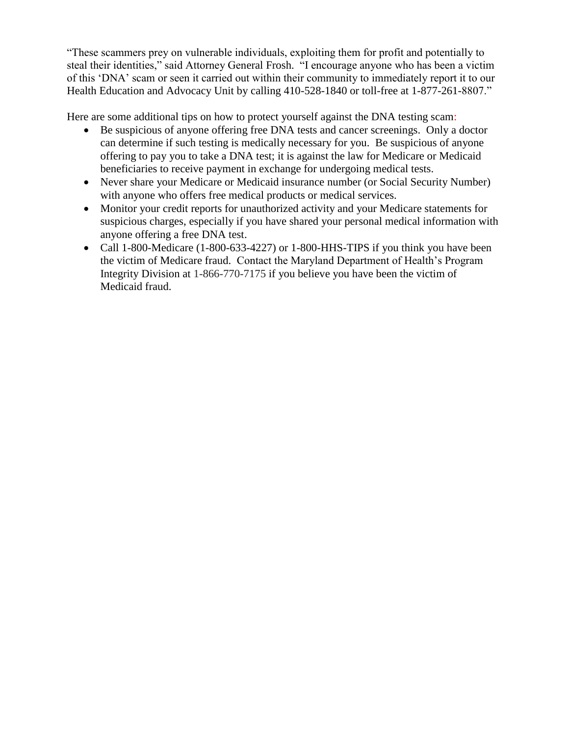"These scammers prey on vulnerable individuals, exploiting them for profit and potentially to steal their identities," said Attorney General Frosh. "I encourage anyone who has been a victim of this 'DNA' scam or seen it carried out within their community to immediately report it to our Health Education and Advocacy Unit by calling 410-528-1840 or toll-free at 1-877-261-8807."

Here are some additional tips on how to protect yourself against the DNA testing scam:

- Be suspicious of anyone offering free DNA tests and cancer screenings. Only a doctor can determine if such testing is medically necessary for you. Be suspicious of anyone offering to pay you to take a DNA test; it is against the law for Medicare or Medicaid beneficiaries to receive payment in exchange for undergoing medical tests.
- Never share your Medicare or Medicaid insurance number (or Social Security Number) with anyone who offers free medical products or medical services.
- Monitor your credit reports for unauthorized activity and your Medicare statements for suspicious charges, especially if you have shared your personal medical information with anyone offering a free DNA test.
- Call 1-800-Medicare (1-800-633-4227) or 1-800-HHS-TIPS if you think you have been the victim of Medicare fraud. Contact the Maryland Department of Health's Program Integrity Division at 1-866-770-7175 if you believe you have been the victim of Medicaid fraud.